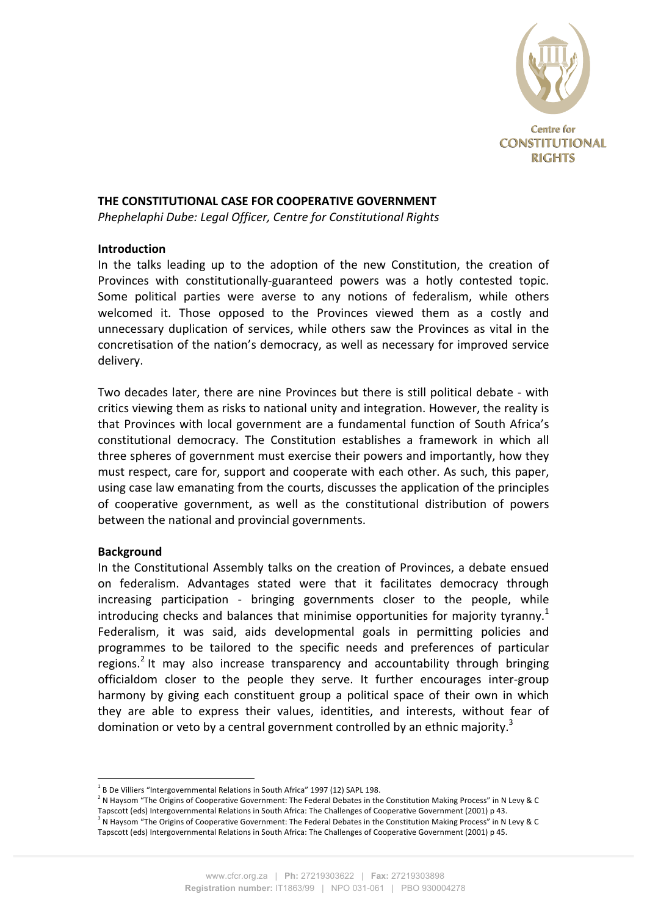# THE CONSTITUTIONAL CASE FOR COOPERATIVE GOVERNMENT

*Phephelaphi Dube: Legal Officer, Centre for Constitutional Rights*

## Introduction

In the talks leading up to the adoption of the new Constitution, the creation of Provinces with constitutionally-guaranteed powers was a hotly contested topic. Some political parties were averse to any notions of federalism, while others welcomed it. Those opposed to the Provinces viewed them as a costly and unnecessary duplication of services, while others saw the Provinces as vital in the concretisation of the nation's democracy, as well as necessary for improved service delivery.

Two decades later, there are nine Provinces but there is still political debate - with critics viewing them as risks to national unity and integration. However, the reality is that Provinces with local government are a fundamental function of South Africa's constitutional democracy. The Constitution establishes a framework in which all three spheres of government must exercise their powers and importantly, how they must respect, care for, support and cooperate with each other. As such, this paper, using case law emanating from the courts, discusses the application of the principles of cooperative government, as well as the constitutional distribution of powers between the national and provincial governments.

## Background

In the Constitutional Assembly talks on the creation of Provinces, a debate ensued on federalism. Advantages stated were that it facilitates democracy through increasing participation - bringing governments closer to the people, while introducing checks and balances that minimise opportunities for majority tyranny.[1] Federalism, it was said, aids developmental goals in permitting policies and programmes to be tailored to the specific needs and preferences of particular regions.[2] It may also increase transparency and accountability through bringing officialdom closer to the people they serve. It further encourages inter-group harmony by giving each constituent group a political space of their own in which they are able to express their values, identities, and interests, without fear of domination or veto by a central government controlled by an ethnic majority.[3]

---

[1] B De Villiers "Intergovernmental Relations in South Africa" 1997 (12) SAPL 198.

[2] N Haysom "The Origins of Cooperative Government: The Federal Debates in the Constitution Making Process" in N Levy & C Tapscott (eds) Intergovernmental Relations in South Africa: The Challenges of Cooperative Government (2001) p 43.

[3] N Haysom "The Origins of Cooperative Government: The Federal Debates in the Constitution Making Process" in N Levy & C Tapscott (eds) Intergovernmental Relations in South Africa: The Challenges of Cooperative Government (2001) p 45.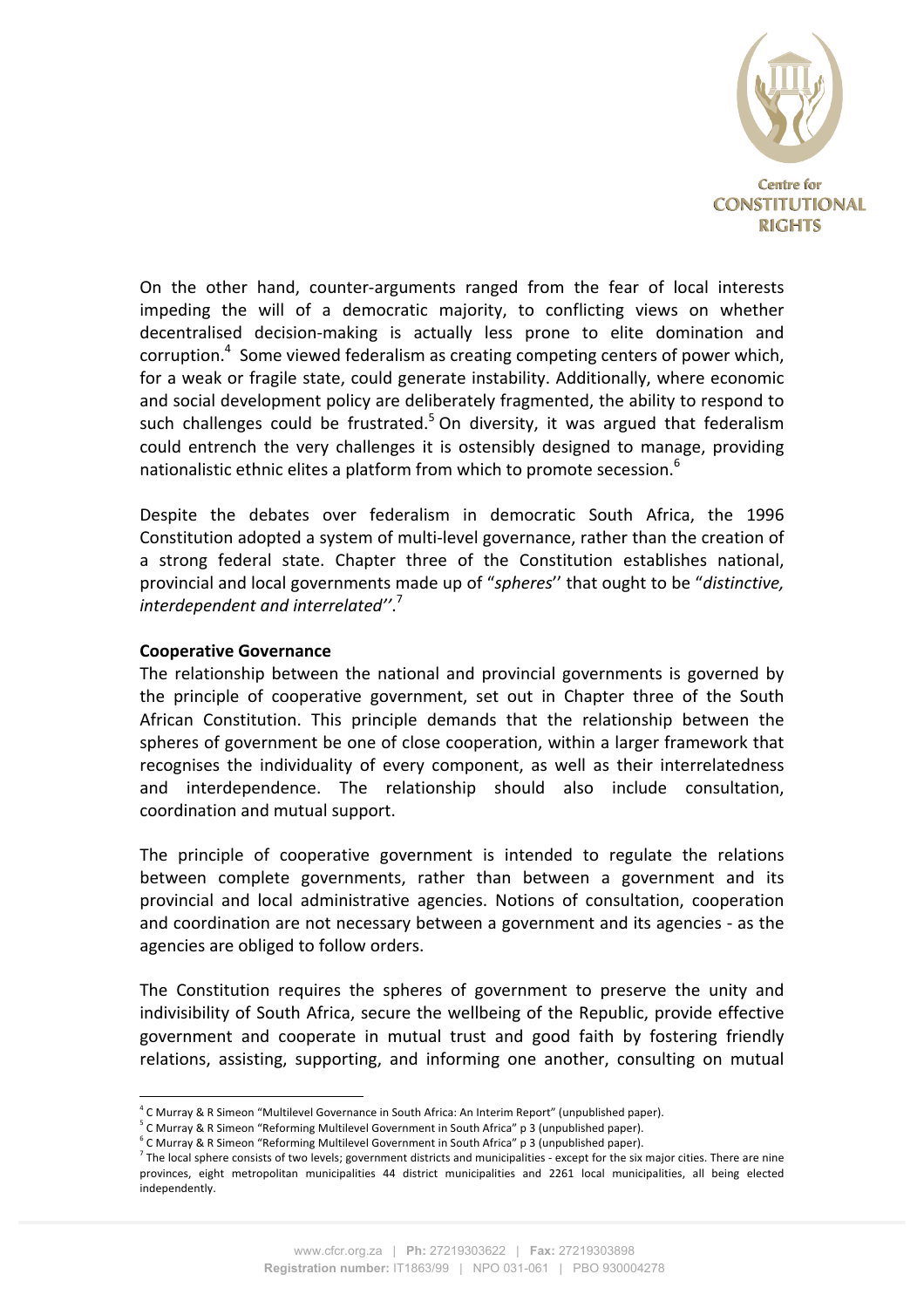On the other hand, counter-arguments ranged from the fear of local interests impeding the will of a democratic majority, to conflicting views on whether decentralised decision-making is actually less prone to elite domination and corruption.[4] Some viewed federalism as creating competing centers of power which, for a weak or fragile state, could generate instability. Additionally, where economic and social development policy are deliberately fragmented, the ability to respond to such challenges could be frustrated.[5] On diversity, it was argued that federalism could entrench the very challenges it is ostensibly designed to manage, providing nationalistic ethnic elites a platform from which to promote secession.[6]

Despite the debates over federalism in democratic South Africa, the 1996 Constitution adopted a system of multi-level governance, rather than the creation of a strong federal state. Chapter three of the Constitution establishes national, provincial and local governments made up of "*spheres*'' that ought to be "*distinctive, interdependent and interrelated''*.[7]

**Cooperative Governance**

The relationship between the national and provincial governments is governed by the principle of cooperative government, set out in Chapter three of the South African Constitution. This principle demands that the relationship between the spheres of government be one of close cooperation, within a larger framework that recognises the individuality of every component, as well as their interrelatedness and interdependence. The relationship should also include consultation, coordination and mutual support.

The principle of cooperative government is intended to regulate the relations between complete governments, rather than between a government and its provincial and local administrative agencies. Notions of consultation, cooperation and coordination are not necessary between a government and its agencies - as the agencies are obliged to follow orders.

The Constitution requires the spheres of government to preserve the unity and indivisibility of South Africa, secure the wellbeing of the Republic, provide effective government and cooperate in mutual trust and good faith by fostering friendly relations, assisting, supporting, and informing one another, consulting on mutual

---

[4] C Murray & R Simeon "Multilevel Governance in South Africa: An Interim Report" (unpublished paper).

[5] C Murray & R Simeon "Reforming Multilevel Government in South Africa" p 3 (unpublished paper).

[6] C Murray & R Simeon "Reforming Multilevel Government in South Africa" p 3 (unpublished paper).

[7] The local sphere consists of two levels; government districts and municipalities - except for the six major cities. There are nine provinces, eight metropolitan municipalities 44 district municipalities and 2261 local municipalities, all being elected independently.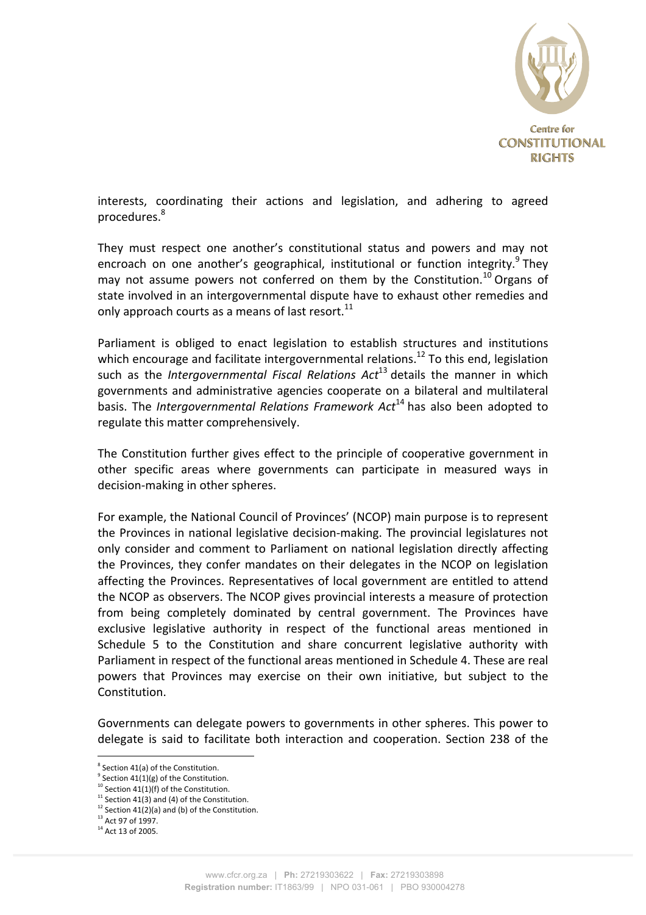interests, coordinating their actions and legislation, and adhering to agreed procedures.[8]

They must respect one another's constitutional status and powers and may not encroach on one another's geographical, institutional or function integrity.[9] They may not assume powers not conferred on them by the Constitution.[10] Organs of state involved in an intergovernmental dispute have to exhaust other remedies and only approach courts as a means of last resort.[11]

Parliament is obliged to enact legislation to establish structures and institutions which encourage and facilitate intergovernmental relations.[12] To this end, legislation such as the *Intergovernmental Fiscal Relations Act*[13] details the manner in which governments and administrative agencies cooperate on a bilateral and multilateral basis. The *Intergovernmental Relations Framework Act*[14] has also been adopted to regulate this matter comprehensively.

The Constitution further gives effect to the principle of cooperative government in other specific areas where governments can participate in measured ways in decision-making in other spheres.

For example, the National Council of Provinces' (NCOP) main purpose is to represent the Provinces in national legislative decision-making. The provincial legislatures not only consider and comment to Parliament on national legislation directly affecting the Provinces, they confer mandates on their delegates in the NCOP on legislation affecting the Provinces. Representatives of local government are entitled to attend the NCOP as observers. The NCOP gives provincial interests a measure of protection from being completely dominated by central government. The Provinces have exclusive legislative authority in respect of the functional areas mentioned in Schedule 5 to the Constitution and share concurrent legislative authority with Parliament in respect of the functional areas mentioned in Schedule 4. These are real powers that Provinces may exercise on their own initiative, but subject to the Constitution.

Governments can delegate powers to governments in other spheres. This power to delegate is said to facilitate both interaction and cooperation. Section 238 of the

---

[8] Section 41(a) of the Constitution.
[9] Section 41(1)(g) of the Constitution.
[10] Section 41(1)(f) of the Constitution.
[11] Section 41(3) and (4) of the Constitution.
[12] Section 41(2)(a) and (b) of the Constitution.
[13] Act 97 of 1997.
[14] Act 13 of 2005.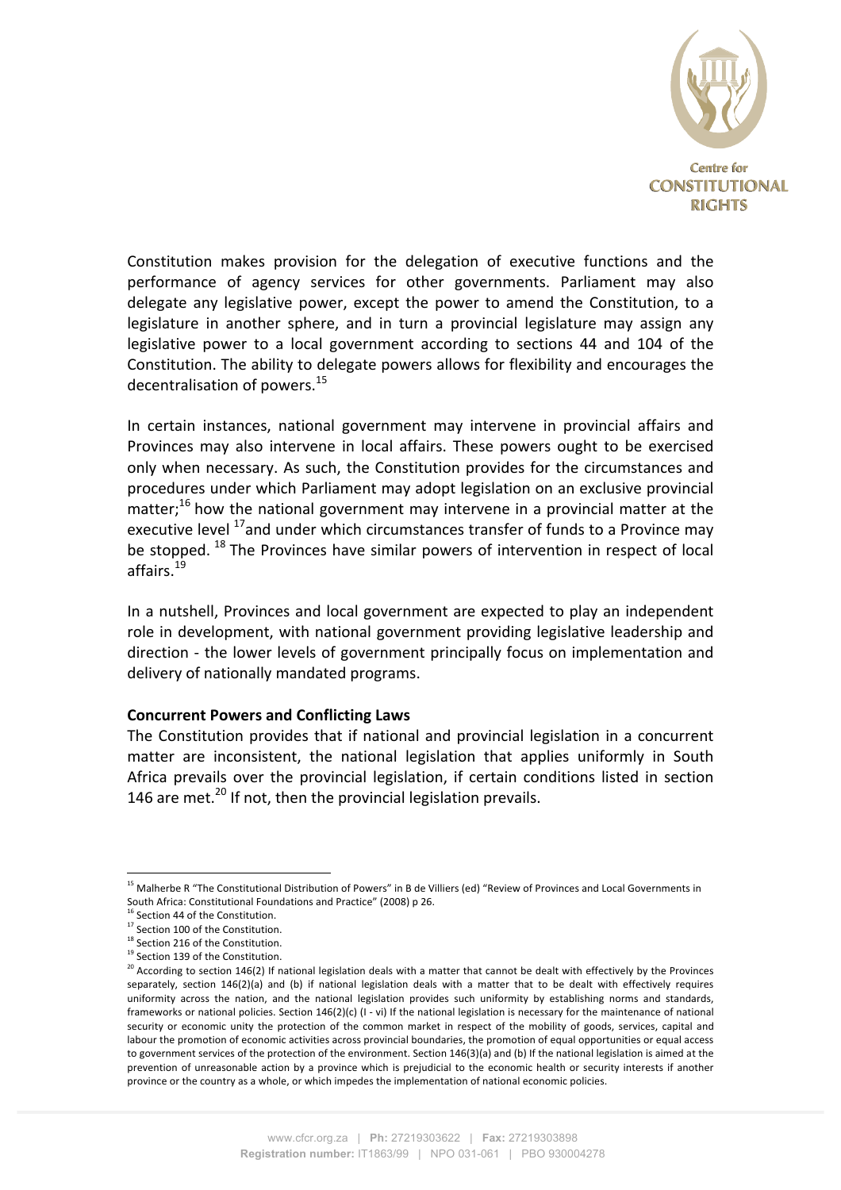Constitution makes provision for the delegation of executive functions and the performance of agency services for other governments. Parliament may also delegate any legislative power, except the power to amend the Constitution, to a legislature in another sphere, and in turn a provincial legislature may assign any legislative power to a local government according to sections 44 and 104 of the Constitution. The ability to delegate powers allows for flexibility and encourages the decentralisation of powers.[15]

In certain instances, national government may intervene in provincial affairs and Provinces may also intervene in local affairs. These powers ought to be exercised only when necessary. As such, the Constitution provides for the circumstances and procedures under which Parliament may adopt legislation on an exclusive provincial matter;[16] how the national government may intervene in a provincial matter at the executive level [17]and under which circumstances transfer of funds to a Province may be stopped. [18] The Provinces have similar powers of intervention in respect of local affairs.[19]

In a nutshell, Provinces and local government are expected to play an independent role in development, with national government providing legislative leadership and direction - the lower levels of government principally focus on implementation and delivery of nationally mandated programs.

**Concurrent Powers and Conflicting Laws**

The Constitution provides that if national and provincial legislation in a concurrent matter are inconsistent, the national legislation that applies uniformly in South Africa prevails over the provincial legislation, if certain conditions listed in section 146 are met.[20] If not, then the provincial legislation prevails.

---

[15] Malherbe R "The Constitutional Distribution of Powers" in B de Villiers (ed) "Review of Provinces and Local Governments in South Africa: Constitutional Foundations and Practice" (2008) p 26.

[16] Section 44 of the Constitution.

[17] Section 100 of the Constitution.

[18] Section 216 of the Constitution.

[19] Section 139 of the Constitution.

[20] According to section 146(2) If national legislation deals with a matter that cannot be dealt with effectively by the Provinces separately, section 146(2)(a) and (b) if national legislation deals with a matter that to be dealt with effectively requires uniformity across the nation, and the national legislation provides such uniformity by establishing norms and standards, frameworks or national policies. Section 146(2)(c) (I - vi) If the national legislation is necessary for the maintenance of national security or economic unity the protection of the common market in respect of the mobility of goods, services, capital and labour the promotion of economic activities across provincial boundaries, the promotion of equal opportunities or equal access to government services of the protection of the environment. Section 146(3)(a) and (b) If the national legislation is aimed at the prevention of unreasonable action by a province which is prejudicial to the economic health or security interests if another province or the country as a whole, or which impedes the implementation of national economic policies.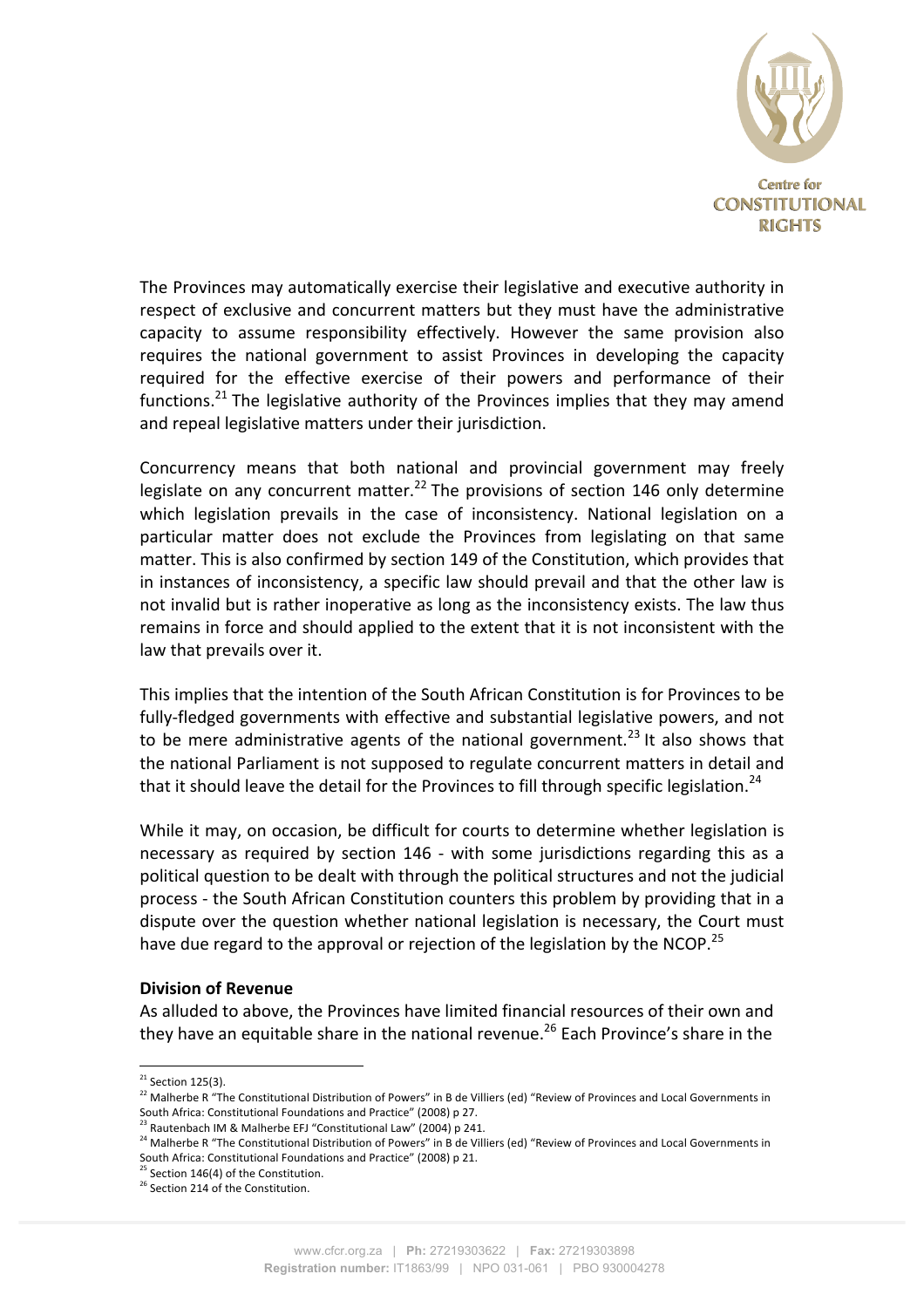The Provinces may automatically exercise their legislative and executive authority in respect of exclusive and concurrent matters but they must have the administrative capacity to assume responsibility effectively. However the same provision also requires the national government to assist Provinces in developing the capacity required for the effective exercise of their powers and performance of their functions.[21] The legislative authority of the Provinces implies that they may amend and repeal legislative matters under their jurisdiction.

Concurrency means that both national and provincial government may freely legislate on any concurrent matter.[22] The provisions of section 146 only determine which legislation prevails in the case of inconsistency. National legislation on a particular matter does not exclude the Provinces from legislating on that same matter. This is also confirmed by section 149 of the Constitution, which provides that in instances of inconsistency, a specific law should prevail and that the other law is not invalid but is rather inoperative as long as the inconsistency exists. The law thus remains in force and should applied to the extent that it is not inconsistent with the law that prevails over it.

This implies that the intention of the South African Constitution is for Provinces to be fully-fledged governments with effective and substantial legislative powers, and not to be mere administrative agents of the national government.[23] It also shows that the national Parliament is not supposed to regulate concurrent matters in detail and that it should leave the detail for the Provinces to fill through specific legislation.[24]

While it may, on occasion, be difficult for courts to determine whether legislation is necessary as required by section 146 - with some jurisdictions regarding this as a political question to be dealt with through the political structures and not the judicial process - the South African Constitution counters this problem by providing that in a dispute over the question whether national legislation is necessary, the Court must have due regard to the approval or rejection of the legislation by the NCOP.[25]

**Division of Revenue**

As alluded to above, the Provinces have limited financial resources of their own and they have an equitable share in the national revenue.[26] Each Province's share in the

---

[21] Section 125(3).

[22] Malherbe R "The Constitutional Distribution of Powers" in B de Villiers (ed) "Review of Provinces and Local Governments in South Africa: Constitutional Foundations and Practice" (2008) p 27.

[23] Rautenbach IM & Malherbe EFJ "Constitutional Law" (2004) p 241.

[24] Malherbe R "The Constitutional Distribution of Powers" in B de Villiers (ed) "Review of Provinces and Local Governments in South Africa: Constitutional Foundations and Practice" (2008) p 21.

[25] Section 146(4) of the Constitution.

[26] Section 214 of the Constitution.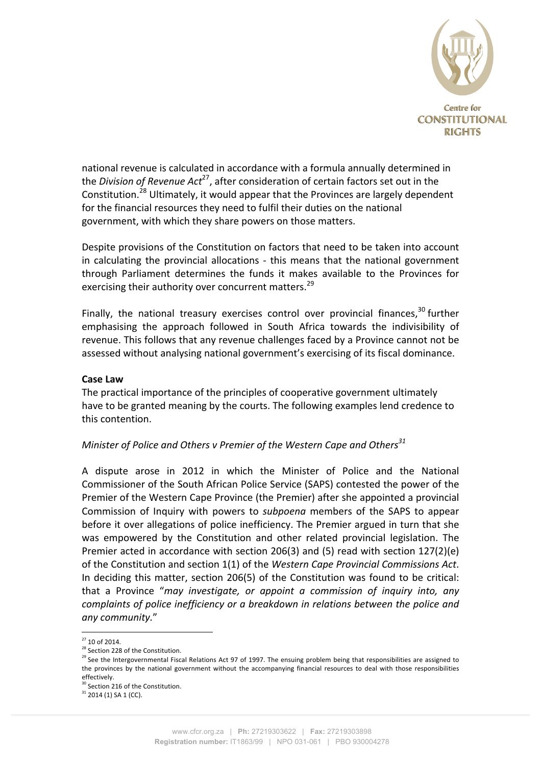national revenue is calculated in accordance with a formula annually determined in the *Division of Revenue Act*[27], after consideration of certain factors set out in the Constitution.[28] Ultimately, it would appear that the Provinces are largely dependent for the financial resources they need to fulfil their duties on the national government, with which they share powers on those matters.

Despite provisions of the Constitution on factors that need to be taken into account in calculating the provincial allocations - this means that the national government through Parliament determines the funds it makes available to the Provinces for exercising their authority over concurrent matters.[29]

Finally, the national treasury exercises control over provincial finances,[30] further emphasising the approach followed in South Africa towards the indivisibility of revenue. This follows that any revenue challenges faced by a Province cannot not be assessed without analysing national government's exercising of its fiscal dominance.

**Case Law**

The practical importance of the principles of cooperative government ultimately have to be granted meaning by the courts. The following examples lend credence to this contention.

*Minister of Police and Others v Premier of the Western Cape and Others*[31]

A dispute arose in 2012 in which the Minister of Police and the National Commissioner of the South African Police Service (SAPS) contested the power of the Premier of the Western Cape Province (the Premier) after she appointed a provincial Commission of Inquiry with powers to *subpoena* members of the SAPS to appear before it over allegations of police inefficiency. The Premier argued in turn that she was empowered by the Constitution and other related provincial legislation. The Premier acted in accordance with section 206(3) and (5) read with section 127(2)(e) of the Constitution and section 1(1) of the *Western Cape Provincial Commissions Act*. In deciding this matter, section 206(5) of the Constitution was found to be critical: that a Province "*may investigate, or appoint a commission of inquiry into, any complaints of police inefficiency or a breakdown in relations between the police and any community.*"

---

[27] 10 of 2014.

[28] Section 228 of the Constitution.

[29] See the Intergovernmental Fiscal Relations Act 97 of 1997. The ensuing problem being that responsibilities are assigned to the provinces by the national government without the accompanying financial resources to deal with those responsibilities effectively.

[30] Section 216 of the Constitution.

[31] 2014 (1) SA 1 (CC).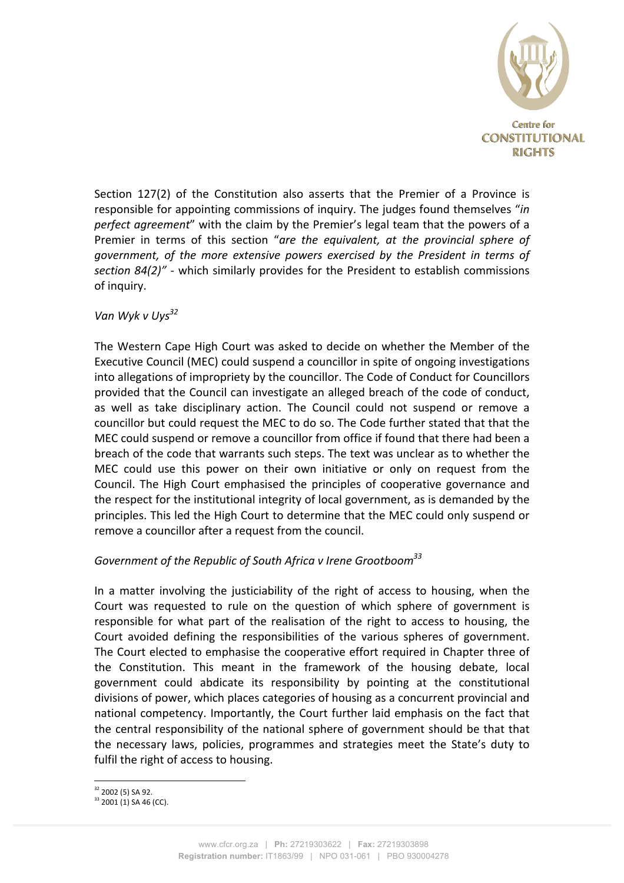Section 127(2) of the Constitution also asserts that the Premier of a Province is responsible for appointing commissions of inquiry. The judges found themselves "*in perfect agreement*" with the claim by the Premier's legal team that the powers of a Premier in terms of this section "*are the equivalent, at the provincial sphere of government, of the more extensive powers exercised by the President in terms of section 84(2)"* - which similarly provides for the President to establish commissions of inquiry.

*Van Wyk v Uys*[32]

The Western Cape High Court was asked to decide on whether the Member of the Executive Council (MEC) could suspend a councillor in spite of ongoing investigations into allegations of impropriety by the councillor. The Code of Conduct for Councillors provided that the Council can investigate an alleged breach of the code of conduct, as well as take disciplinary action. The Council could not suspend or remove a councillor but could request the MEC to do so. The Code further stated that that the MEC could suspend or remove a councillor from office if found that there had been a breach of the code that warrants such steps. The text was unclear as to whether the MEC could use this power on their own initiative or only on request from the Council. The High Court emphasised the principles of cooperative governance and the respect for the institutional integrity of local government, as is demanded by the principles. This led the High Court to determine that the MEC could only suspend or remove a councillor after a request from the council.

*Government of the Republic of South Africa v Irene Grootboom*[33]

In a matter involving the justiciability of the right of access to housing, when the Court was requested to rule on the question of which sphere of government is responsible for what part of the realisation of the right to access to housing, the Court avoided defining the responsibilities of the various spheres of government. The Court elected to emphasise the cooperative effort required in Chapter three of the Constitution. This meant in the framework of the housing debate, local government could abdicate its responsibility by pointing at the constitutional divisions of power, which places categories of housing as a concurrent provincial and national competency. Importantly, the Court further laid emphasis on the fact that the central responsibility of the national sphere of government should be that that the necessary laws, policies, programmes and strategies meet the State's duty to fulfil the right of access to housing.

[32] 2002 (5) SA 92.
[33] 2001 (1) SA 46 (CC).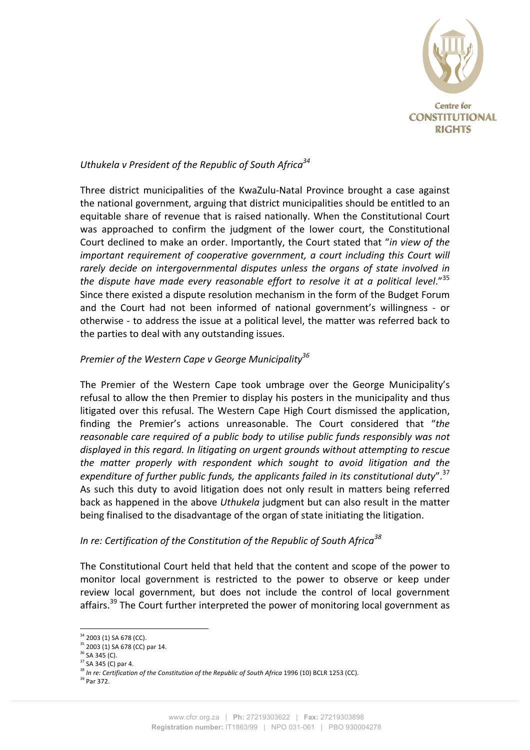*Uthukela v President of the Republic of South Africa*[34]

Three district municipalities of the KwaZulu-Natal Province brought a case against the national government, arguing that district municipalities should be entitled to an equitable share of revenue that is raised nationally. When the Constitutional Court was approached to confirm the judgment of the lower court, the Constitutional Court declined to make an order. Importantly, the Court stated that "*in view of the important requirement of cooperative government, a court including this Court will rarely decide on intergovernmental disputes unless the organs of state involved in the dispute have made every reasonable effort to resolve it at a political level*."[35] Since there existed a dispute resolution mechanism in the form of the Budget Forum and the Court had not been informed of national government's willingness - or otherwise - to address the issue at a political level, the matter was referred back to the parties to deal with any outstanding issues.

*Premier of the Western Cape v George Municipality*[36]

The Premier of the Western Cape took umbrage over the George Municipality's refusal to allow the then Premier to display his posters in the municipality and thus litigated over this refusal. The Western Cape High Court dismissed the application, finding the Premier's actions unreasonable. The Court considered that "*the reasonable care required of a public body to utilise public funds responsibly was not displayed in this regard. In litigating on urgent grounds without attempting to rescue the matter properly with respondent which sought to avoid litigation and the expenditure of further public funds, the applicants failed in its constitutional duty*".[37] As such this duty to avoid litigation does not only result in matters being referred back as happened in the above *Uthukela* judgment but can also result in the matter being finalised to the disadvantage of the organ of state initiating the litigation.

*In re: Certification of the Constitution of the Republic of South Africa*[38]

The Constitutional Court held that held that the content and scope of the power to monitor local government is restricted to the power to observe or keep under review local government, but does not include the control of local government affairs.[39] The Court further interpreted the power of monitoring local government as

---

[34] 2003 (1) SA 678 (CC).

[35] 2003 (1) SA 678 (CC) par 14.

[36] SA 345 (C).

[37] SA 345 (C) par 4.

[38] *In re: Certification of the Constitution of the Republic of South Africa* 1996 (10) BCLR 1253 (CC).

[39] Par 372.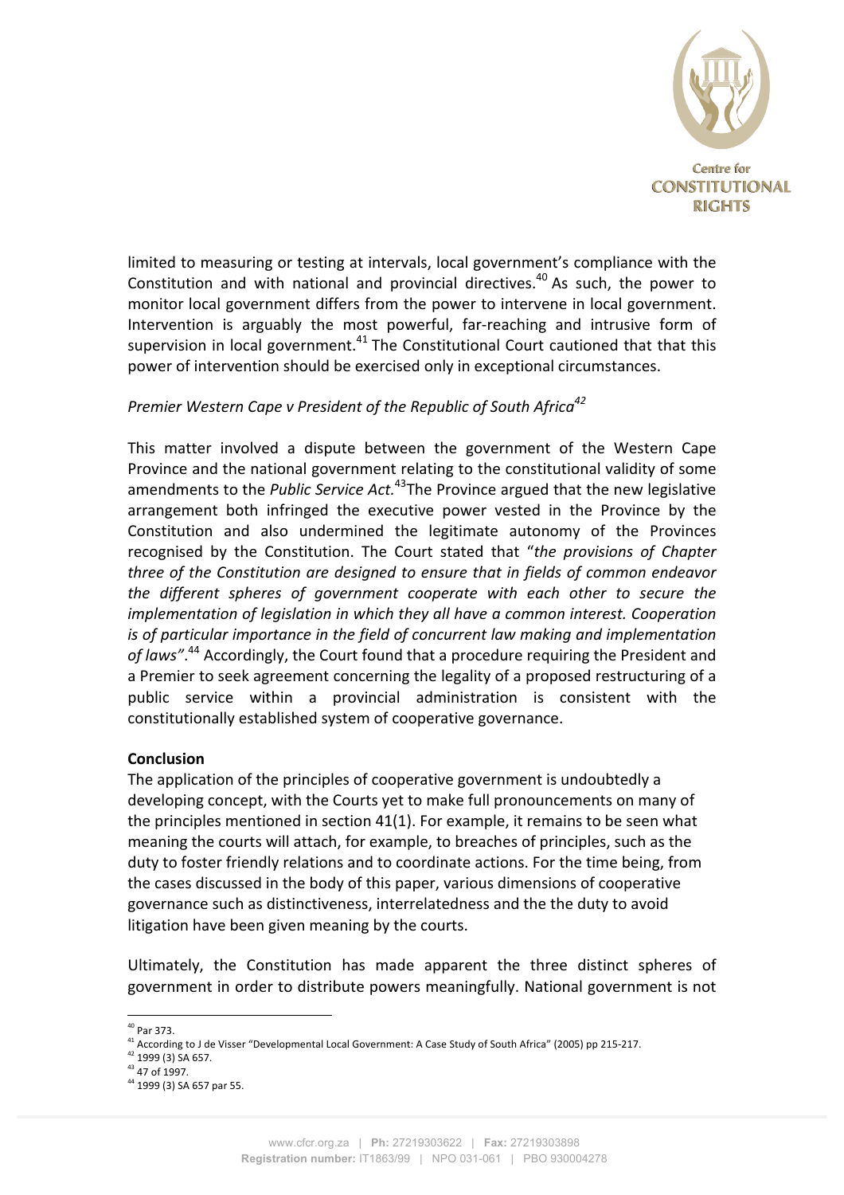limited to measuring or testing at intervals, local government's compliance with the Constitution and with national and provincial directives.[40] As such, the power to monitor local government differs from the power to intervene in local government. Intervention is arguably the most powerful, far-reaching and intrusive form of supervision in local government.[41] The Constitutional Court cautioned that that this power of intervention should be exercised only in exceptional circumstances.

*Premier Western Cape v President of the Republic of South Africa*[42]

This matter involved a dispute between the government of the Western Cape Province and the national government relating to the constitutional validity of some amendments to the *Public Service Act.*[43]The Province argued that the new legislative arrangement both infringed the executive power vested in the Province by the Constitution and also undermined the legitimate autonomy of the Provinces recognised by the Constitution. The Court stated that "*the provisions of Chapter three of the Constitution are designed to ensure that in fields of common endeavor the different spheres of government cooperate with each other to secure the implementation of legislation in which they all have a common interest. Cooperation is of particular importance in the field of concurrent law making and implementation of laws"*.[44] Accordingly, the Court found that a procedure requiring the President and a Premier to seek agreement concerning the legality of a proposed restructuring of a public service within a provincial administration is consistent with the constitutionally established system of cooperative governance.

**Conclusion**

The application of the principles of cooperative government is undoubtedly a developing concept, with the Courts yet to make full pronouncements on many of the principles mentioned in section 41(1). For example, it remains to be seen what meaning the courts will attach, for example, to breaches of principles, such as the duty to foster friendly relations and to coordinate actions. For the time being, from the cases discussed in the body of this paper, various dimensions of cooperative governance such as distinctiveness, interrelatedness and the the duty to avoid litigation have been given meaning by the courts.

Ultimately, the Constitution has made apparent the three distinct spheres of government in order to distribute powers meaningfully. National government is not

---

[40] Par 373.

[41] According to J de Visser "Developmental Local Government: A Case Study of South Africa" (2005) pp 215-217.

[42] 1999 (3) SA 657.

[43] 47 of 1997.

[44] 1999 (3) SA 657 par 55.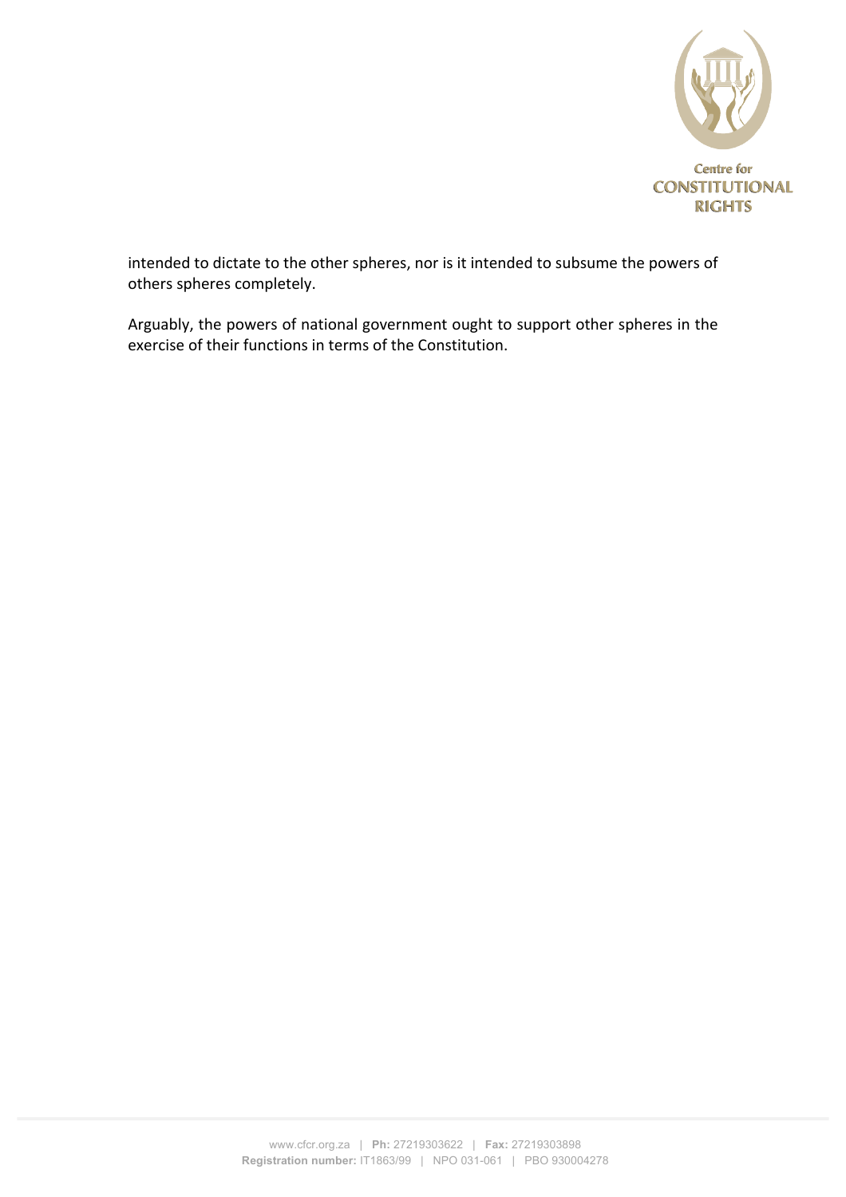intended to dictate to the other spheres, nor is it intended to subsume the powers of others spheres completely.

Arguably, the powers of national government ought to support other spheres in the exercise of their functions in terms of the Constitution.